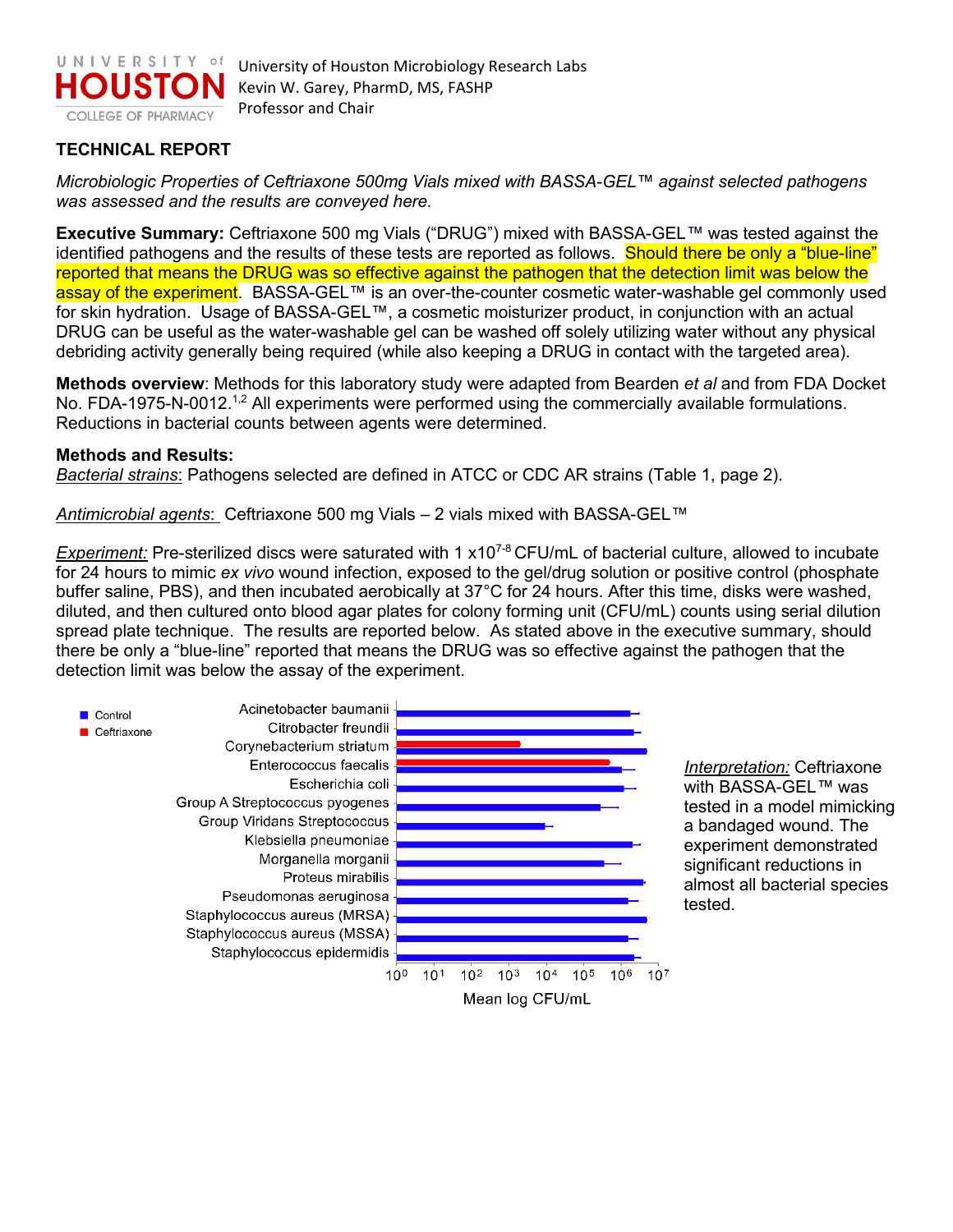UNIVERSITY of HOUSTON
COLLEGE OF PHARMACY

University of Houston Microbiology Research Labs
Kevin W. Garey, PharmD, MS, FASHP
Professor and Chair

## TECHNICAL REPORT

*Microbiologic Properties of Ceftriaxone 500mg Vials mixed with BASSA-GEL™ against selected pathogens was assessed and the results are conveyed here.*

**Executive Summary:** Ceftriaxone 500 mg Vials ("DRUG") mixed with BASSA-GEL™ was tested against the identified pathogens and the results of these tests are reported as follows. Should there be only a "blue-line" reported that means the DRUG was so effective against the pathogen that the detection limit was below the assay of the experiment. BASSA-GEL™ is an over-the-counter cosmetic water-washable gel commonly used for skin hydration. Usage of BASSA-GEL™, a cosmetic moisturizer product, in conjunction with an actual DRUG can be useful as the water-washable gel can be washed off solely utilizing water without any physical debriding activity generally being required (while also keeping a DRUG in contact with the targeted area).

**Methods overview**: Methods for this laboratory study were adapted from Bearden *et al* and from FDA Docket No. FDA-1975-N-0012.[1,2] All experiments were performed using the commercially available formulations. Reductions in bacterial counts between agents were determined.

**Methods and Results:**

Bacterial strains: Pathogens selected are defined in ATCC or CDC AR strains (Table 1, page 2).

Antimicrobial agents: Ceftriaxone 500 mg Vials – 2 vials mixed with BASSA-GEL™

*Experiment:* Pre-sterilized discs were saturated with $1 \times 10^{7-8}$ CFU/mL of bacterial culture, allowed to incubate for 24 hours to mimic *ex vivo* wound infection, exposed to the gel/drug solution or positive control (phosphate buffer saline, PBS), and then incubated aerobically at 37°C for 24 hours. After this time, disks were washed, diluted, and then cultured onto blood agar plates for colony forming unit (CFU/mL) counts using serial dilution spread plate technique. The results are reported below. As stated above in the executive summary, should there be only a "blue-line" reported that means the DRUG was so effective against the pathogen that the detection limit was below the assay of the experiment.

*Interpretation:* Ceftriaxone with BASSA-GEL™ was tested in a model mimicking a bandaged wound. The experiment demonstrated significant reductions in almost all bacterial species tested.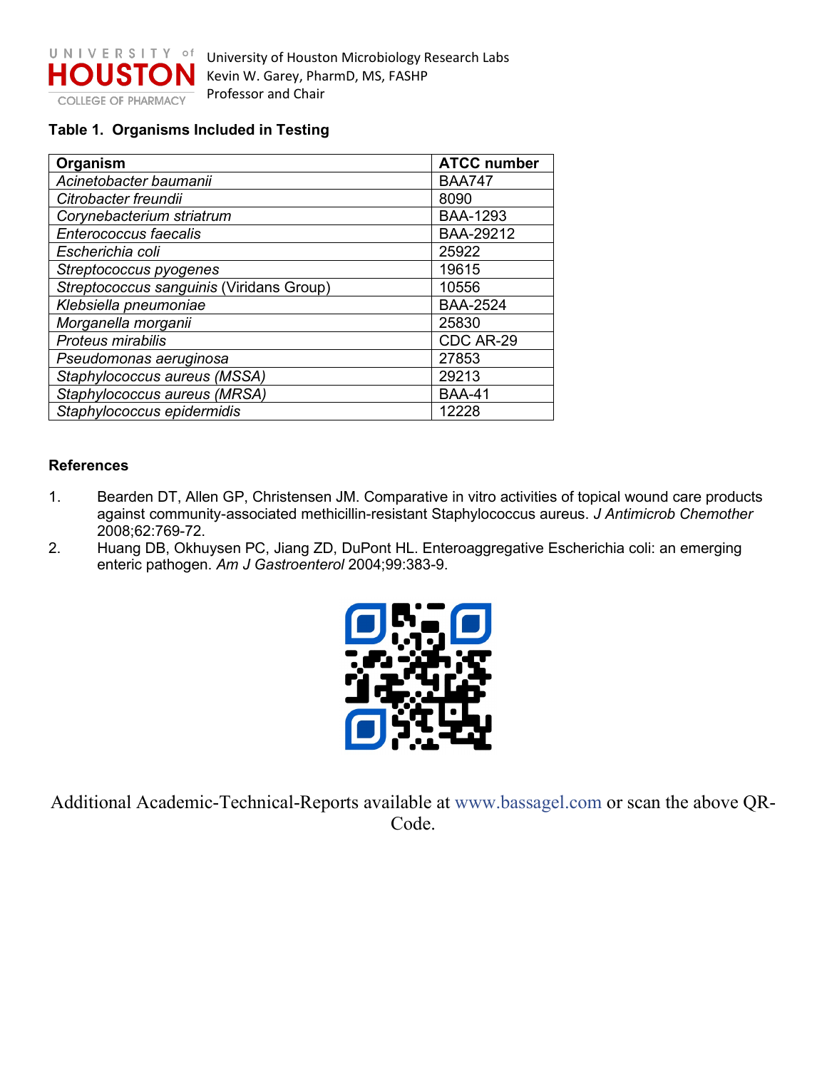**Table 1. Organisms Included in Testing**

| Organism | ATCC number |
| --- | --- |
| *Acinetobacter baumanii* | BAA747 |
| *Citrobacter freundii* | 8090 |
| *Corynebacterium striatrum* | BAA-1293 |
| *Enterococcus faecalis* | BAA-29212 |
| *Escherichia coli* | 25922 |
| *Streptococcus pyogenes* | 19615 |
| *Streptococcus sanguinis* (Viridans Group) | 10556 |
| *Klebsiella pneumoniae* | BAA-2524 |
| *Morganella morganii* | 25830 |
| *Proteus mirabilis* | CDC AR-29 |
| *Pseudomonas aeruginosa* | 27853 |
| *Staphylococcus aureus (MSSA)* | 29213 |
| *Staphylococcus aureus (MRSA)* | BAA-41 |
| *Staphylococcus epidermidis* | 12228 |

**References**

1. Bearden DT, Allen GP, Christensen JM. Comparative in vitro activities of topical wound care products against community-associated methicillin-resistant Staphylococcus aureus. *J Antimicrob Chemother* 2008;62:769-72.
2. Huang DB, Okhuysen PC, Jiang ZD, DuPont HL. Enteroaggregative Escherichia coli: an emerging enteric pathogen. *Am J Gastroenterol* 2004;99:383-9.

Additional Academic-Technical-Reports available at www.bassagel.com or scan the above QR-Code.